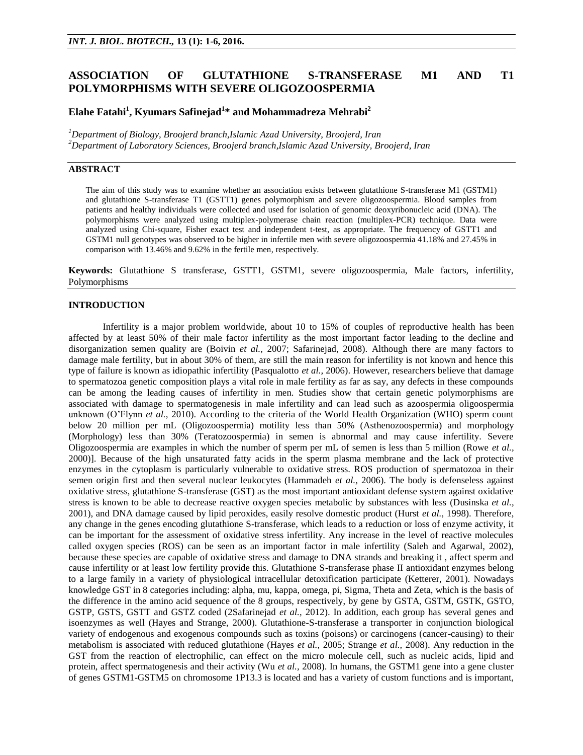# ASSOCIATION OF GLUTATHIONE S-TRANSFERASE M1 AND T1 POLYMORPHISMS WITH SEVERE OLIGOZOOSPERMIA

**Elahe Fatahi[1], Kyumars Safinejad[1]* and Mohammadreza Mehrabi[2]**

*[1]Department of Biology, Broojerd branch,Islamic Azad University, Broojerd, Iran*
*[2]Department of Laboratory Sciences, Broojerd branch,Islamic Azad University, Broojerd, Iran*

## ABSTRACT

The aim of this study was to examine whether an association exists between glutathione S-transferase M1 (GSTM1) and glutathione S-transferase T1 (GSTT1) genes polymorphism and severe oligozoospermia. Blood samples from patients and healthy individuals were collected and used for isolation of genomic deoxyribonucleic acid (DNA). The polymorphisms were analyzed using multiplex-polymerase chain reaction (multiplex-PCR) technique. Data were analyzed using Chi-square, Fisher exact test and independent t-test, as appropriate. The frequency of GSTT1 and GSTM1 null genotypes was observed to be higher in infertile men with severe oligozoospermia 41.18% and 27.45% in comparison with 13.46% and 9.62% in the fertile men, respectively.

**Keywords:** Glutathione S transferase, GSTT1, GSTM1, severe oligozoospermia, Male factors, infertility, Polymorphisms

## INTRODUCTION

Infertility is a major problem worldwide, about 10 to 15% of couples of reproductive health has been affected by at least 50% of their male factor infertility as the most important factor leading to the decline and disorganization semen quality are (Boivin *et al.,* 2007; Safarinejad, 2008). Although there are many factors to damage male fertility, but in about 30% of them, are still the main reason for infertility is not known and hence this type of failure is known as idiopathic infertility (Pasqualotto *et al.,* 2006). However, researchers believe that damage to spermatozoa genetic composition plays a vital role in male fertility as far as say, any defects in these compounds can be among the leading causes of infertility in men. Studies show that certain genetic polymorphisms are associated with damage to spermatogenesis in male infertility and can lead such as azoospermia oligospermia unknown (O'Flynn *et al.,* 2010). According to the criteria of the World Health Organization (WHO) sperm count below 20 million per mL (Oligozoospermia) motility less than 50% (Asthenozoospermia) and morphology (Morphology) less than 30% (Teratozoospermia) in semen is abnormal and may cause infertility. Severe Oligozoospermia are examples in which the number of sperm per mL of semen is less than 5 million (Rowe *et al.,* 2000)]. Because of the high unsaturated fatty acids in the sperm plasma membrane and the lack of protective enzymes in the cytoplasm is particularly vulnerable to oxidative stress. ROS production of spermatozoa in their semen origin first and then several nuclear leukocytes (Hammadeh *et al.,* 2006). The body is defenseless against oxidative stress, glutathione S-transferase (GST) as the most important antioxidant defense system against oxidative stress is known to be able to decrease reactive oxygen species metabolic by substances with less (Dusinska *et al.,* 2001), and DNA damage caused by lipid peroxides, easily resolve domestic product (Hurst *et al.,* 1998). Therefore, any change in the genes encoding glutathione S-transferase, which leads to a reduction or loss of enzyme activity, it can be important for the assessment of oxidative stress infertility. Any increase in the level of reactive molecules called oxygen species (ROS) can be seen as an important factor in male infertility (Saleh and Agarwal, 2002), because these species are capable of oxidative stress and damage to DNA strands and breaking it , affect sperm and cause infertility or at least low fertility provide this. Glutathione S-transferase phase II antioxidant enzymes belong to a large family in a variety of physiological intracellular detoxification participate (Ketterer, 2001). Nowadays knowledge GST in 8 categories including: alpha, mu, kappa, omega, pi, Sigma, Theta and Zeta, which is the basis of the difference in the amino acid sequence of the 8 groups, respectively, by gene by GSTA, GSTM, GSTK, GSTO, GSTP, GSTS, GSTT and GSTZ coded (2Safarinejad *et al.,* 2012). In addition, each group has several genes and isoenzymes as well (Hayes and Strange, 2000). Glutathione-S-transferase a transporter in conjunction biological variety of endogenous and exogenous compounds such as toxins (poisons) or carcinogens (cancer-causing) to their metabolism is associated with reduced glutathione (Hayes *et al.,* 2005; Strange *et al.,* 2008). Any reduction in the GST from the reaction of electrophilic, can effect on the micro molecule cell, such as nucleic acids, lipid and protein, affect spermatogenesis and their activity (Wu *et al.,* 2008). In humans, the GSTM1 gene into a gene cluster of genes GSTM1-GSTM5 on chromosome 1P13.3 is located and has a variety of custom functions and is important,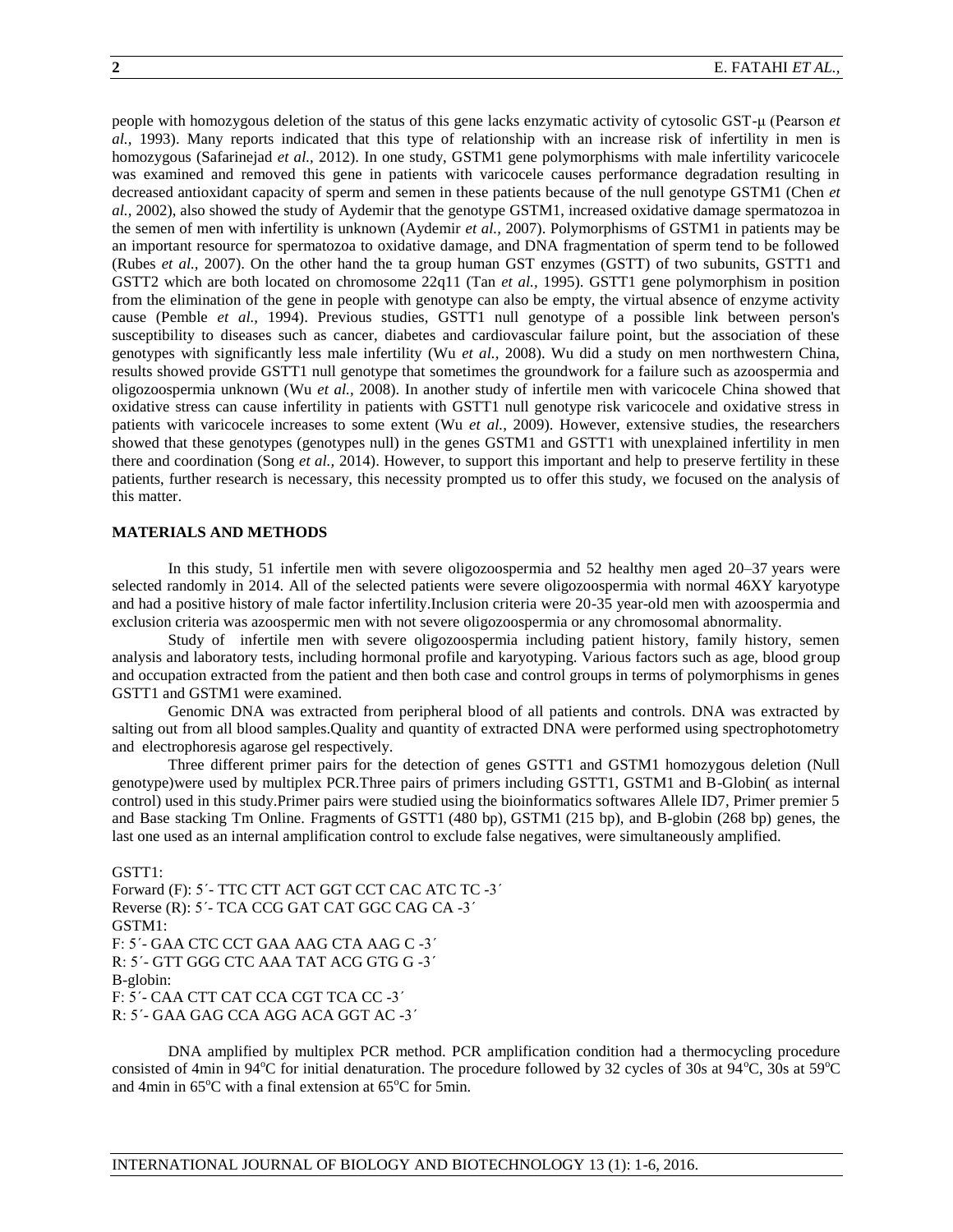people with homozygous deletion of the status of this gene lacks enzymatic activity of cytosolic GST-μ (Pearson *et al.,* 1993). Many reports indicated that this type of relationship with an increase risk of infertility in men is homozygous (Safarinejad *et al.,* 2012). In one study, GSTM1 gene polymorphisms with male infertility varicocele was examined and removed this gene in patients with varicocele causes performance degradation resulting in decreased antioxidant capacity of sperm and semen in these patients because of the null genotype GSTM1 (Chen *et al.,* 2002), also showed the study of Aydemir that the genotype GSTM1, increased oxidative damage spermatozoa in the semen of men with infertility is unknown (Aydemir *et al.,* 2007). Polymorphisms of GSTM1 in patients may be an important resource for spermatozoa to oxidative damage, and DNA fragmentation of sperm tend to be followed (Rubes *et al.,* 2007). On the other hand the ta group human GST enzymes (GSTT) of two subunits, GSTT1 and GSTT2 which are both located on chromosome 22q11 (Tan *et al.,* 1995). GSTT1 gene polymorphism in position from the elimination of the gene in people with genotype can also be empty, the virtual absence of enzyme activity cause (Pemble *et al.,* 1994). Previous studies, GSTT1 null genotype of a possible link between person's susceptibility to diseases such as cancer, diabetes and cardiovascular failure point, but the association of these genotypes with significantly less male infertility (Wu *et al.,* 2008). Wu did a study on men northwestern China, results showed provide GSTT1 null genotype that sometimes the groundwork for a failure such as azoospermia and oligozoospermia unknown (Wu *et al.,* 2008). In another study of infertile men with varicocele China showed that oxidative stress can cause infertility in patients with GSTT1 null genotype risk varicocele and oxidative stress in patients with varicocele increases to some extent (Wu *et al.,* 2009). However, extensive studies, the researchers showed that these genotypes (genotypes null) in the genes GSTM1 and GSTT1 with unexplained infertility in men there and coordination (Song *et al.,* 2014). However, to support this important and help to preserve fertility in these patients, further research is necessary, this necessity prompted us to offer this study, we focused on the analysis of this matter.

## MATERIALS AND METHODS

In this study, 51 infertile men with severe oligozoospermia and 52 healthy men aged 20–37 years were selected randomly in 2014. All of the selected patients were severe oligozoospermia with normal 46XY karyotype and had a positive history of male factor infertility.Inclusion criteria were 20-35 year-old men with azoospermia and exclusion criteria was azoospermic men with not severe oligozoospermia or any chromosomal abnormality.

Study of infertile men with severe oligozoospermia including patient history, family history, semen analysis and laboratory tests, including hormonal profile and karyotyping. Various factors such as age, blood group and occupation extracted from the patient and then both case and control groups in terms of polymorphisms in genes GSTT1 and GSTM1 were examined.

Genomic DNA was extracted from peripheral blood of all patients and controls. DNA was extracted by salting out from all blood samples.Quality and quantity of extracted DNA were performed using spectrophotometry and electrophoresis agarose gel respectively.

Three different primer pairs for the detection of genes GSTT1 and GSTM1 homozygous deletion (Null genotype)were used by multiplex PCR.Three pairs of primers including GSTT1, GSTM1 and B-Globin( as internal control) used in this study.Primer pairs were studied using the bioinformatics softwares Allele ID7, Primer premier 5 and Base stacking Tm Online. Fragments of GSTT1 (480 bp), GSTM1 (215 bp), and B-globin (268 bp) genes, the last one used as an internal amplification control to exclude false negatives, were simultaneously amplified.

GSTT1:
Forward (F): 5´- TTC CTT ACT GGT CCT CAC ATC TC -3´
Reverse (R): 5´- TCA CCG GAT CAT GGC CAG CA -3´
GSTM1:
F: 5´- GAA CTC CCT GAA AAG CTA AAG C -3´
R: 5´- GTT GGG CTC AAA TAT ACG GTG G -3´
B-globin:
F: 5´- CAA CTT CAT CCA CGT TCA CC -3´
R: 5´- GAA GAG CCA AGG ACA GGT AC -3´

DNA amplified by multiplex PCR method. PCR amplification condition had a thermocycling procedure consisted of 4min in 94°C for initial denaturation. The procedure followed by 32 cycles of 30s at 94°C, 30s at 59°C and 4min in 65°C with a final extension at 65°C for 5min.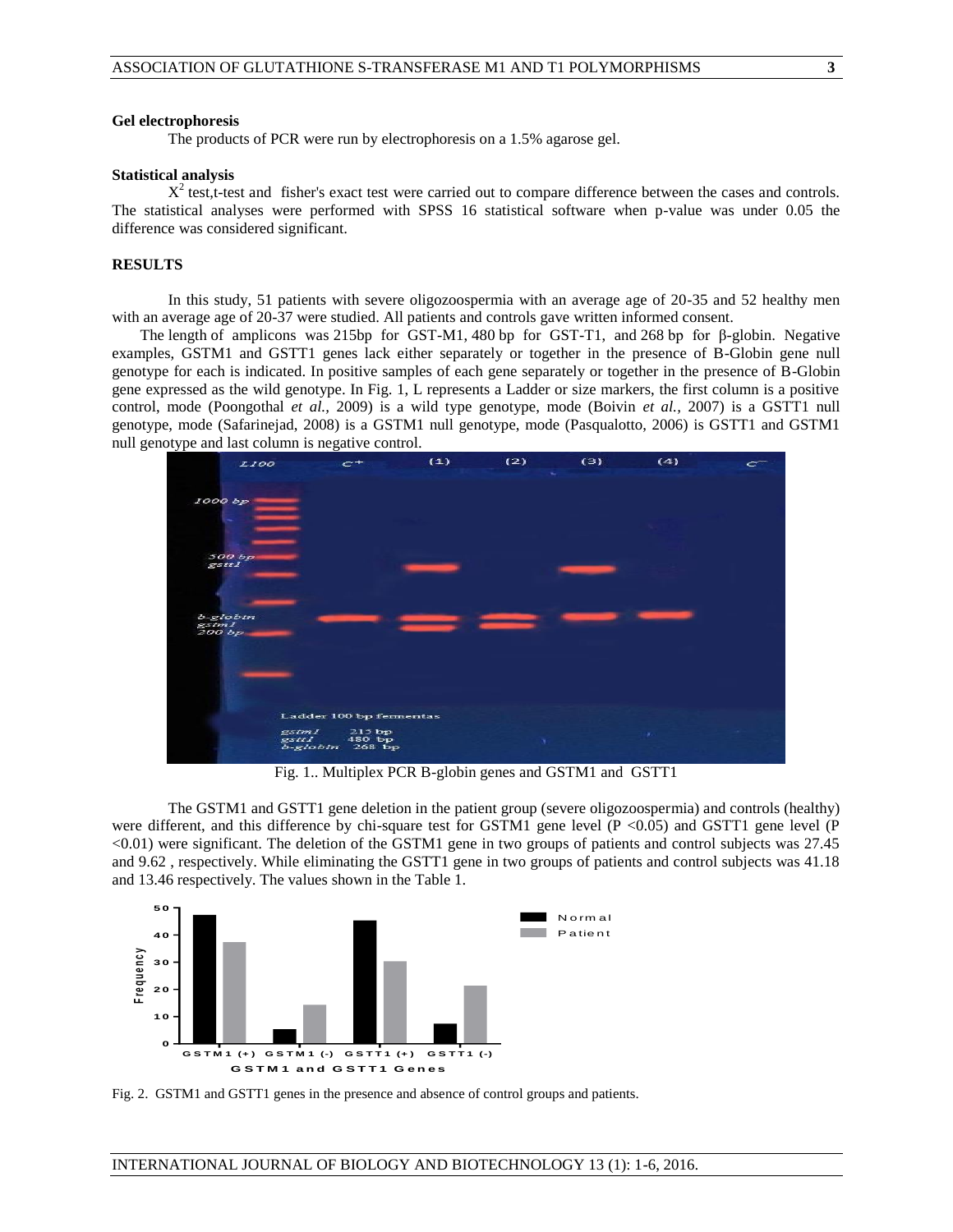### Gel electrophoresis

The products of PCR were run by electrophoresis on a 1.5% agarose gel.

### Statistical analysis

$X^2$ test,t-test and fisher's exact test were carried out to compare difference between the cases and controls. The statistical analyses were performed with SPSS 16 statistical software when p-value was under 0.05 the difference was considered significant.

## RESULTS

In this study, 51 patients with severe oligozoospermia with an average age of 20-35 and 52 healthy men with an average age of 20-37 were studied. All patients and controls gave written informed consent.

The length of amplicons was 215bp for GST-M1, 480 bp for GST-T1, and 268 bp for β-globin. Negative examples, GSTM1 and GSTT1 genes lack either separately or together in the presence of B-Globin gene null genotype for each is indicated. In positive samples of each gene separately or together in the presence of B-Globin gene expressed as the wild genotype. In Fig. 1, L represents a Ladder or size markers, the first column is a positive control, mode (Poongothal *et al.,* 2009) is a wild type genotype, mode (Boivin *et al.,* 2007) is a GSTT1 null genotype, mode (Safarinejad, 2008) is a GSTM1 null genotype, mode (Pasqualotto, 2006) is GSTT1 and GSTM1 null genotype and last column is negative control.

Fig. 1.. Multiplex PCR B-globin genes and GSTM1 and GSTT1

The GSTM1 and GSTT1 gene deletion in the patient group (severe oligozoospermia) and controls (healthy) were different, and this difference by chi-square test for GSTM1 gene level ($P < 0.05$) and GSTT1 gene level ($P < 0.01$) were significant. The deletion of the GSTM1 gene in two groups of patients and control subjects was 27.45 and 9.62 , respectively. While eliminating the GSTT1 gene in two groups of patients and control subjects was 41.18 and 13.46 respectively. The values shown in the Table 1.

Fig. 2. GSTM1 and GSTT1 genes in the presence and absence of control groups and patients.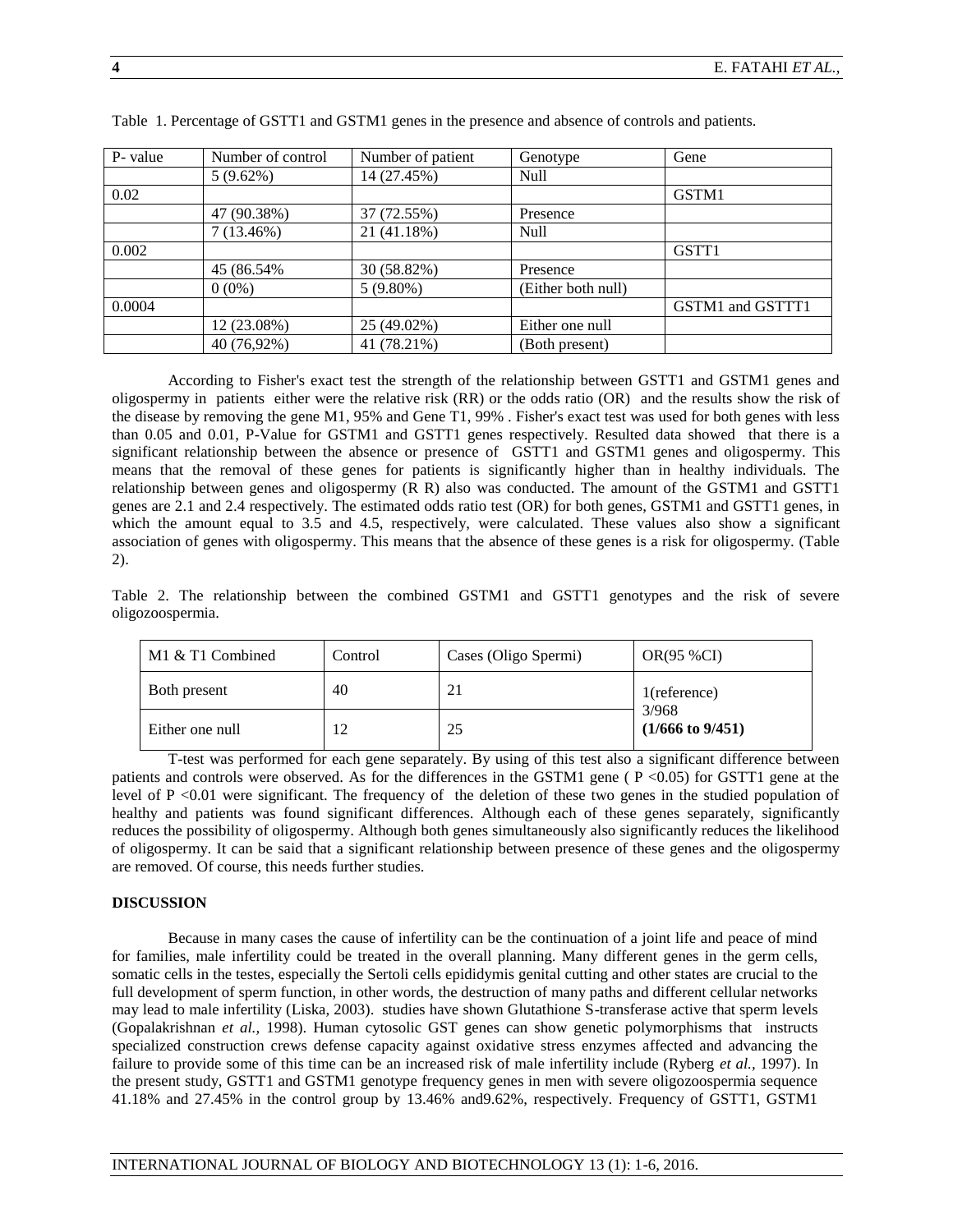Table 1. Percentage of GSTT1 and GSTM1 genes in the presence and absence of controls and patients.

| P- value | Number of control | Number of patient | Genotype | Gene |
|---|---|---|---|---|
| | 5 (9.62%) | 14 (27.45%) | Null | |
| 0.02 | | | | GSTM1 |
| | 47 (90.38%) | 37 (72.55%) | Presence | |
| | 7 (13.46%) | 21 (41.18%) | Null | |
| 0.002 | | | | GSTT1 |
| | 45 (86.54% | 30 (58.82%) | Presence | |
| | 0 (0%) | 5 (9.80%) | (Either both null) | |
| 0.0004 | | | | GSTM1 and GSTTT1 |
| | 12 (23.08%) | 25 (49.02%) | Either one null | |
| | 40 (76,92%) | 41 (78.21%) | (Both present) | |

According to Fisher's exact test the strength of the relationship between GSTT1 and GSTM1 genes and oligospermy in patients either were the relative risk (RR) or the odds ratio (OR) and the results show the risk of the disease by removing the gene M1, 95% and Gene T1, 99% . Fisher's exact test was used for both genes with less than 0.05 and 0.01, P-Value for GSTM1 and GSTT1 genes respectively. Resulted data showed that there is a significant relationship between the absence or presence of GSTT1 and GSTM1 genes and oligospermy. This means that the removal of these genes for patients is significantly higher than in healthy individuals. The relationship between genes and oligospermy (R R) also was conducted. The amount of the GSTM1 and GSTT1 genes are 2.1 and 2.4 respectively. The estimated odds ratio test (OR) for both genes, GSTM1 and GSTT1 genes, in which the amount equal to 3.5 and 4.5, respectively, were calculated. These values also show a significant association of genes with oligospermy. This means that the absence of these genes is a risk for oligospermy. (Table 2).

Table 2. The relationship between the combined GSTM1 and GSTT1 genotypes and the risk of severe oligozoospermia.

| M1 & T1 Combined | Control | Cases (Oligo Spermi) | OR(95 %CI) |
|---|---|---|---|
| Both present | 40 | 21 | 1(reference) |
| Either one null | 12 | 25 | 3/968 **(1/666 to 9/451)** |

T-test was performed for each gene separately. By using of this test also a significant difference between patients and controls were observed. As for the differences in the GSTM1 gene ( $P < 0.05$) for GSTT1 gene at the level of $P < 0.01$ were significant. The frequency of the deletion of these two genes in the studied population of healthy and patients was found significant differences. Although each of these genes separately, significantly reduces the possibility of oligospermy. Although both genes simultaneously also significantly reduces the likelihood of oligospermy. It can be said that a significant relationship between presence of these genes and the oligospermy are removed. Of course, this needs further studies.

## DISCUSSION

Because in many cases the cause of infertility can be the continuation of a joint life and peace of mind for families, male infertility could be treated in the overall planning. Many different genes in the germ cells, somatic cells in the testes, especially the Sertoli cells epididymis genital cutting and other states are crucial to the full development of sperm function, in other words, the destruction of many paths and different cellular networks may lead to male infertility (Liska, 2003). studies have shown Glutathione S-transferase active that sperm levels (Gopalakrishnan *et al.,* 1998). Human cytosolic GST genes can show genetic polymorphisms that instructs specialized construction crews defense capacity against oxidative stress enzymes affected and advancing the failure to provide some of this time can be an increased risk of male infertility include (Ryberg *et al.,* 1997). In the present study, GSTT1 and GSTM1 genotype frequency genes in men with severe oligozoospermia sequence 41.18% and 27.45% in the control group by 13.46% and9.62%, respectively. Frequency of GSTT1, GSTM1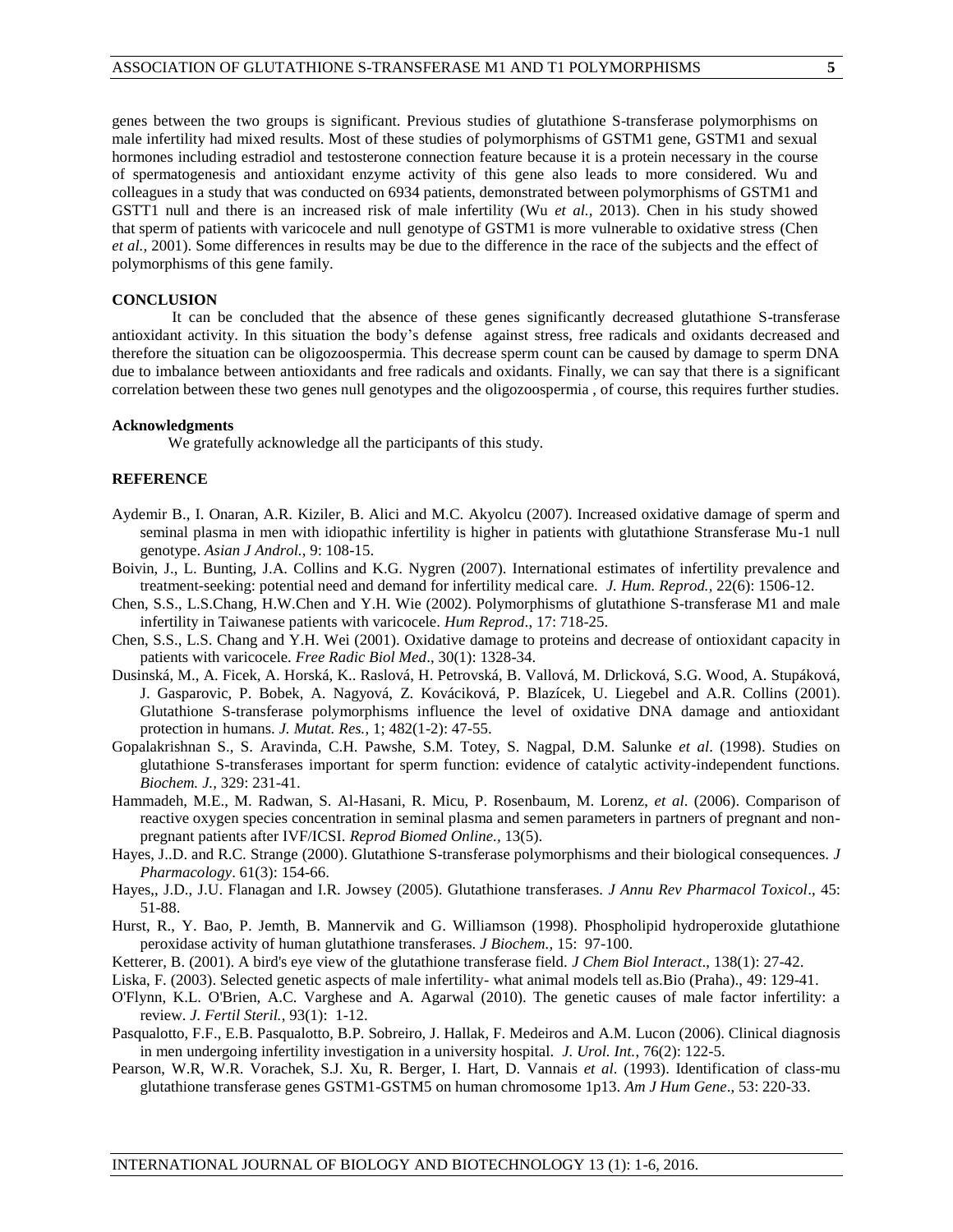genes between the two groups is significant. Previous studies of glutathione S-transferase polymorphisms on male infertility had mixed results. Most of these studies of polymorphisms of GSTM1 gene, GSTM1 and sexual hormones including estradiol and testosterone connection feature because it is a protein necessary in the course of spermatogenesis and antioxidant enzyme activity of this gene also leads to more considered. Wu and colleagues in a study that was conducted on 6934 patients, demonstrated between polymorphisms of GSTM1 and GSTT1 null and there is an increased risk of male infertility (Wu *et al.,* 2013). Chen in his study showed that sperm of patients with varicocele and null genotype of GSTM1 is more vulnerable to oxidative stress (Chen *et al.,* 2001). Some differences in results may be due to the difference in the race of the subjects and the effect of polymorphisms of this gene family.

## CONCLUSION

It can be concluded that the absence of these genes significantly decreased glutathione S-transferase antioxidant activity. In this situation the body's defense against stress, free radicals and oxidants decreased and therefore the situation can be oligozoospermia. This decrease sperm count can be caused by damage to sperm DNA due to imbalance between antioxidants and free radicals and oxidants. Finally, we can say that there is a significant correlation between these two genes null genotypes and the oligozoospermia , of course, this requires further studies.

### Acknowledgments

We gratefully acknowledge all the participants of this study.

## REFERENCE

Aydemir B., I. Onaran, A.R. Kiziler, B. Alici and M.C. Akyolcu (2007). Increased oxidative damage of sperm and seminal plasma in men with idiopathic infertility is higher in patients with glutathione Stransferase Mu-1 null genotype. *Asian J Androl.,* 9: 108-15.

Boivin, J., L. Bunting, J.A. Collins and K.G. Nygren (2007). International estimates of infertility prevalence and treatment-seeking: potential need and demand for infertility medical care. *J. Hum. Reprod.,* 22(6): 1506-12.

Chen, S.S., L.S.Chang, H.W.Chen and Y.H. Wie (2002). Polymorphisms of glutathione S-transferase M1 and male infertility in Taiwanese patients with varicocele. *Hum Reprod*., 17: 718-25.

Chen, S.S., L.S. Chang and Y.H. Wei (2001). Oxidative damage to proteins and decrease of ontioxidant capacity in patients with varicocele. *Free Radic Biol Med*., 30(1): 1328-34.

Dusinská, M., A. Ficek, A. Horská, K.. Raslová, H. Petrovská, B. Vallová, M. Drlicková, S.G. Wood, A. Stupáková, J. Gasparovic, P. Bobek, A. Nagyová, Z. Kováciková, P. Blazícek, U. Liegebel and A.R. Collins (2001). Glutathione S-transferase polymorphisms influence the level of oxidative DNA damage and antioxidant protection in humans. *J. Mutat. Res.*, 1; 482(1-2): 47-55.

Gopalakrishnan S., S. Aravinda, C.H. Pawshe, S.M. Totey, S. Nagpal, D.M. Salunke *et al*. (1998). Studies on glutathione S-transferases important for sperm function: evidence of catalytic activity-independent functions. *Biochem. J.,* 329: 231-41.

Hammadeh, M.E., M. Radwan, S. Al-Hasani, R. Micu, P. Rosenbaum, M. Lorenz, *et al*. (2006). Comparison of reactive oxygen species concentration in seminal plasma and semen parameters in partners of pregnant and non-pregnant patients after IVF/ICSI. *Reprod Biomed Online.,* 13(5).

Hayes, J..D. and R.C. Strange (2000). Glutathione S-transferase polymorphisms and their biological consequences. *J Pharmacology*. 61(3): 154-66.

Hayes,, J.D., J.U. Flanagan and I.R. Jowsey (2005). Glutathione transferases. *J Annu Rev Pharmacol Toxicol*., 45: 51-88.

Hurst, R., Y. Bao, P. Jemth, B. Mannervik and G. Williamson (1998). Phospholipid hydroperoxide glutathione peroxidase activity of human glutathione transferases. *J Biochem.,* 15: 97-100.

Ketterer, B. (2001). A bird's eye view of the glutathione transferase field. *J Chem Biol Interact*., 138(1): 27-42.

Liska, F. (2003). Selected genetic aspects of male infertility- what animal models tell as.Bio (Praha)., 49: 129-41.

O'Flynn, K.L. O'Brien, A.C. Varghese and A. Agarwal (2010). The genetic causes of male factor infertility: a review. *J. Fertil Steril.*, 93(1): 1-12.

Pasqualotto, F.F., E.B. Pasqualotto, B.P. Sobreiro, J. Hallak, F. Medeiros and A.M. Lucon (2006). Clinical diagnosis in men undergoing infertility investigation in a university hospital. *J. Urol. Int.*, 76(2): 122-5.

Pearson, W.R, W.R. Vorachek, S.J. Xu, R. Berger, I. Hart, D. Vannais *et al*. (1993). Identification of class-mu glutathione transferase genes GSTM1-GSTM5 on human chromosome 1p13. *Am J Hum Gene*., 53: 220-33.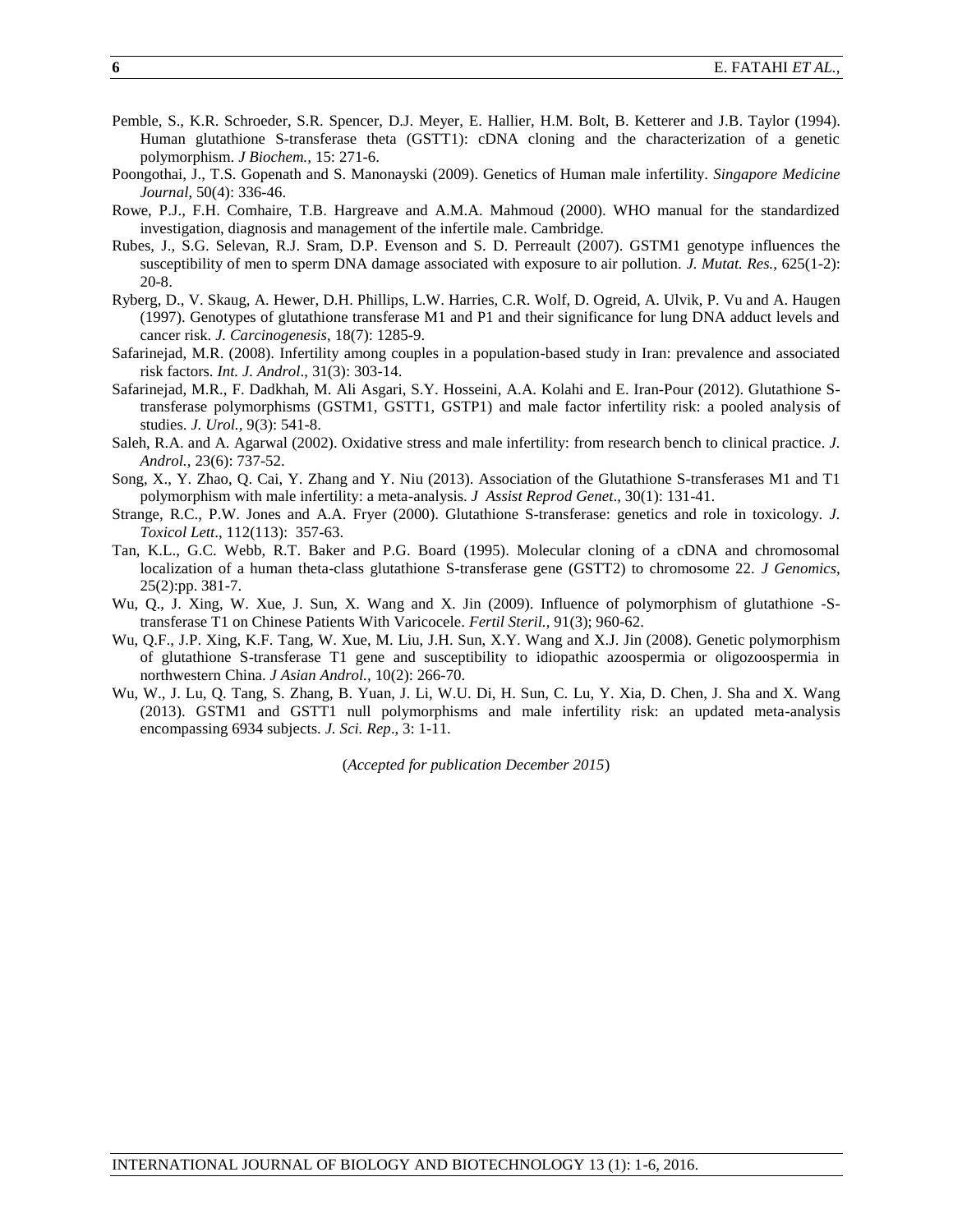Pemble, S., K.R. Schroeder, S.R. Spencer, D.J. Meyer, E. Hallier, H.M. Bolt, B. Ketterer and J.B. Taylor (1994). Human glutathione S-transferase theta (GSTT1): cDNA cloning and the characterization of a genetic polymorphism. *J Biochem.,* 15: 271-6.

Poongothai, J., T.S. Gopenath and S. Manonayski (2009). Genetics of Human male infertility. *Singapore Medicine Journal*, 50(4): 336-46.

Rowe, P.J., F.H. Comhaire, T.B. Hargreave and A.M.A. Mahmoud (2000). WHO manual for the standardized investigation, diagnosis and management of the infertile male. Cambridge.

Rubes, J., S.G. Selevan, R.J. Sram, D.P. Evenson and S. D. Perreault (2007). GSTM1 genotype influences the susceptibility of men to sperm DNA damage associated with exposure to air pollution. *J. Mutat. Res.,* 625(1-2): 20-8.

Ryberg, D., V. Skaug, A. Hewer, D.H. Phillips, L.W. Harries, C.R. Wolf, D. Ogreid, A. Ulvik, P. Vu and A. Haugen (1997). Genotypes of glutathione transferase M1 and P1 and their significance for lung DNA adduct levels and cancer risk. *J. Carcinogenesis*, 18(7): 1285-9.

Safarinejad, M.R. (2008). Infertility among couples in a population-based study in Iran: prevalence and associated risk factors. *Int. J. Androl*., 31(3): 303-14.

Safarinejad, M.R., F. Dadkhah, M. Ali Asgari, S.Y. Hosseini, A.A. Kolahi and E. Iran-Pour (2012). Glutathione S-transferase polymorphisms (GSTM1, GSTT1, GSTP1) and male factor infertility risk: a pooled analysis of studies. *J. Urol.,* 9(3): 541-8.

Saleh, R.A. and A. Agarwal (2002). Oxidative stress and male infertility: from research bench to clinical practice. *J. Androl.,* 23(6): 737-52.

Song, X., Y. Zhao, Q. Cai, Y. Zhang and Y. Niu (2013). Association of the Glutathione S-transferases M1 and T1 polymorphism with male infertility: a meta-analysis. *J Assist Reprod Genet*., 30(1): 131-41.

Strange, R.C., P.W. Jones and A.A. Fryer (2000). Glutathione S-transferase: genetics and role in toxicology. *J. Toxicol Lett*., 112(113): 357-63.

Tan, K.L., G.C. Webb, R.T. Baker and P.G. Board (1995). Molecular cloning of a cDNA and chromosomal localization of a human theta-class glutathione S-transferase gene (GSTT2) to chromosome 22. *J Genomics*, 25(2):pp. 381-7.

Wu, Q., J. Xing, W. Xue, J. Sun, X. Wang and X. Jin (2009). Influence of polymorphism of glutathione -S-transferase T1 on Chinese Patients With Varicocele. *Fertil Steril.,* 91(3); 960-62.

Wu, Q.F., J.P. Xing, K.F. Tang, W. Xue, M. Liu, J.H. Sun, X.Y. Wang and X.J. Jin (2008). Genetic polymorphism of glutathione S-transferase T1 gene and susceptibility to idiopathic azoospermia or oligozoospermia in northwestern China. *J Asian Androl.,* 10(2): 266-70.

Wu, W., J. Lu, Q. Tang, S. Zhang, B. Yuan, J. Li, W.U. Di, H. Sun, C. Lu, Y. Xia, D. Chen, J. Sha and X. Wang (2013). GSTM1 and GSTT1 null polymorphisms and male infertility risk: an updated meta-analysis encompassing 6934 subjects. *J. Sci. Rep*., 3: 1-11.

(*Accepted for publication December 2015*)